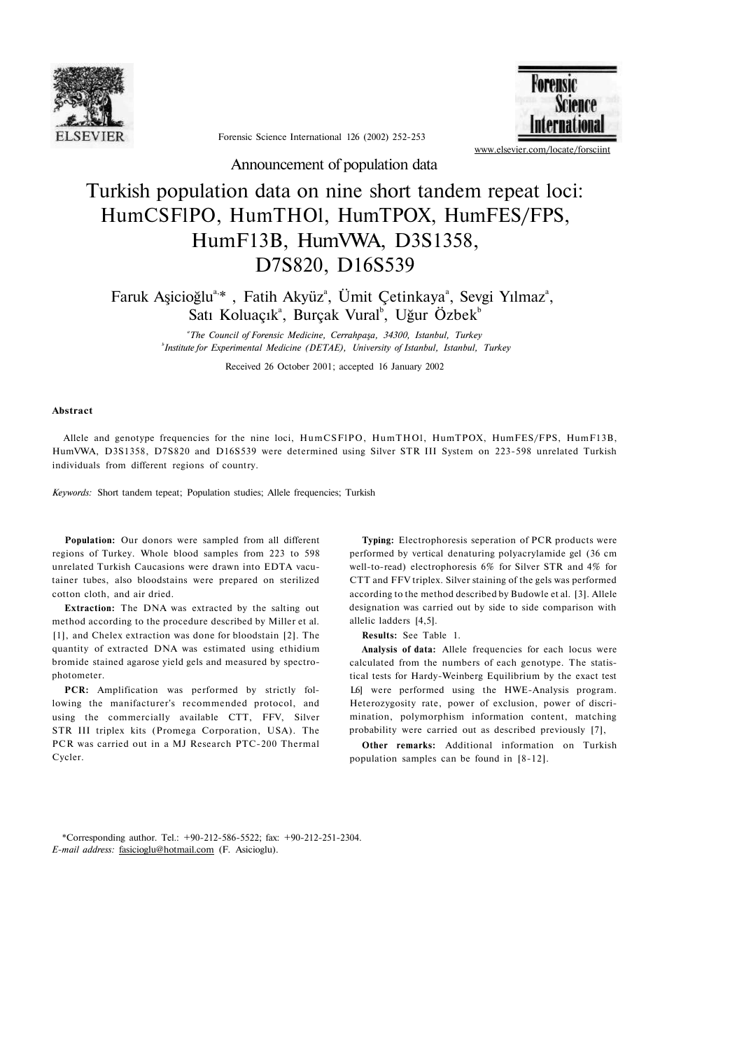Announcement of population data

# Turkish population data on nine short tandem repeat loci: HumCSFlPO, HumTHOl, HumTPOX, HumFES/FPS, HumF13B, HumVWA, D3S1358, D7S820, D16S539

Faruk Aşicioğlu[a,*], Fatih Akyüz[a], Ümit Çetinkaya[a], Sevgi Yılmaz[a], Satı Koluaçık[a], Burçak Vural[b], Uğur Özbek[b]

[a] *The Council of Forensic Medicine, Cerrahpaşa, 34300, Istanbul, Turkey*
[b] *Institute for Experimental Medicine (DETAE), University of Istanbul, Istanbul, Turkey*

Received 26 October 2001; accepted 16 January 2002

### Abstract

Allele and genotype frequencies for the nine loci, HumCSFlPO, HumTHOl, HumTPOX, HumFES/FPS, HumF13B, HumVWA, D3S1358, D7S820 and D16S539 were determined using Silver STR III System on 223-598 unrelated Turkish individuals from different regions of country.

*Keywords:* Short tandem tepeat; Population studies; Allele frequencies; Turkish

**Population:** Our donors were sampled from all different regions of Turkey. Whole blood samples from 223 to 598 unrelated Turkish Caucasions were drawn into EDTA vacutainer tubes, also bloodstains were prepared on sterilized cotton cloth, and air dried.

**Extraction:** The DNA was extracted by the salting out method according to the procedure described by Miller et al. [1], and Chelex extraction was done for bloodstain [2]. The quantity of extracted DNA was estimated using ethidium bromide stained agarose yield gels and measured by spectrophotometer.

**PCR:** Amplification was performed by strictly following the manufacturer's recommended protocol, and using the commercially available CTT, FFV, Silver STR III triplex kits (Promega Corporation, USA). The PCR was carried out in a MJ Research PTC-200 Thermal Cycler.

**Typing:** Electrophoresis seperation of PCR products were performed by vertical denaturing polyacrylamide gel (36 cm well-to-read) electrophoresis 6% for Silver STR and 4% for CTT and FFV triplex. Silver staining of the gels was performed according to the method described by Budowle et al. [3]. Allele designation was carried out by side to side comparison with allelic ladders [4,5].

**Results:** See Table 1.

**Analysis of data:** Allele frequencies for each locus were calculated from the numbers of each genotype. The statistical tests for Hardy-Weinberg Equilibrium by the exact test [6] were performed using the HWE-Analysis program. Heterozygosity rate, power of exclusion, power of discrimination, polymorphism information content, matching probability were carried out as described previously [7],

**Other remarks:** Additional information on Turkish population samples can be found in [8-12].

*Corresponding author. Tel.: +90-212-586-5522; fax: +90-212-251-2304.
*E-mail address:* fasicioglu@hotmail.com (F. Asicioglu).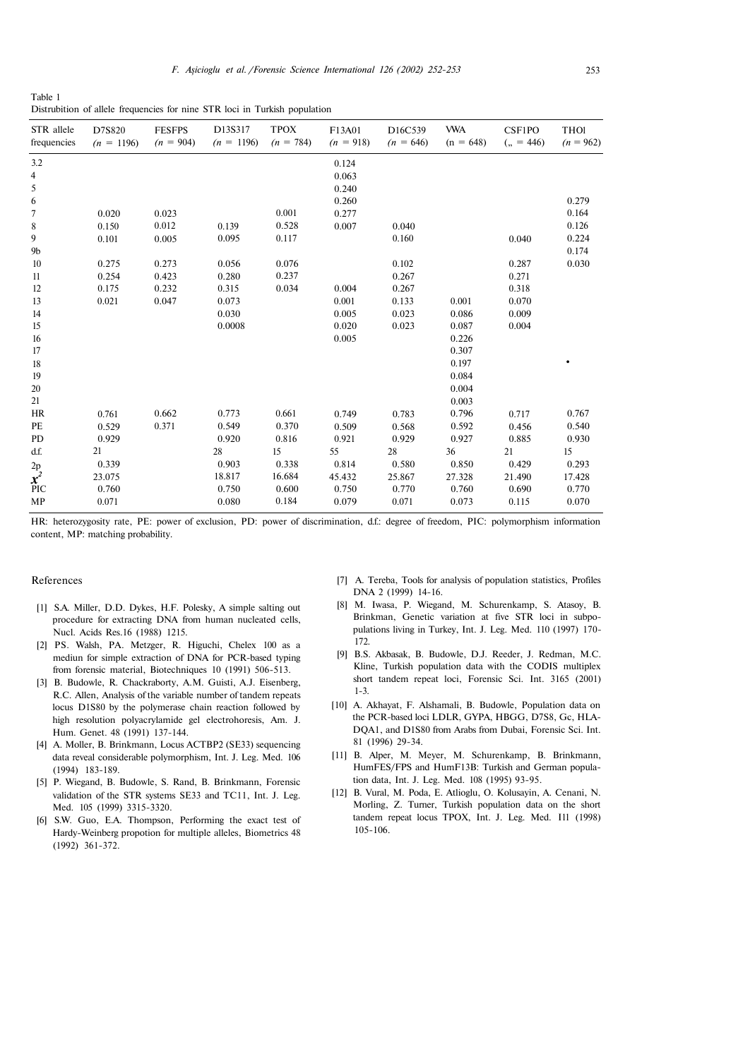Table 1
Distrubition of allele frequencies for nine STR loci in Turkish population

| STR allele frequencies | D7S820 $(n = 1196)$ | FESFPS $(n = 904)$ | D13S317 $(n = 1196)$ | TPOX $(n = 784)$ | F13A01 $(n = 918)$ | D16C539 $(n = 646)$ | VWA $(n = 648)$ | CSF1PO („ = 446) | THOl $(n = 962)$ |
|---|---|---|---|---|---|---|---|---|---|
| 3.2 | | | | | 0.124 | | | | |
| 4 | | | | | 0.063 | | | | |
| 5 | | | | | 0.240 | | | | |
| 6 | | | | | 0.260 | | | | 0.279 |
| 7 | 0.020 | 0.023 | | 0.001 | 0.277 | | | | 0.164 |
| 8 | 0.150 | 0.012 | 0.139 | 0.528 | 0.007 | 0.040 | | | 0.126 |
| 9 | 0.101 | 0.005 | 0.095 | 0.117 | | 0.160 | | 0.040 | 0.224 |
| 9b | | | | | | | | | 0.174 |
| 10 | 0.275 | 0.273 | 0.056 | 0.076 | | 0.102 | | 0.287 | 0.030 |
| 11 | 0.254 | 0.423 | 0.280 | 0.237 | | 0.267 | | 0.271 | |
| 12 | 0.175 | 0.232 | 0.315 | 0.034 | 0.004 | 0.267 | | 0.318 | |
| 13 | 0.021 | 0.047 | 0.073 | | 0.001 | 0.133 | 0.001 | 0.070 | |
| 14 | | | 0.030 | | 0.005 | 0.023 | 0.086 | 0.009 | |
| 15 | | | 0.0008 | | 0.020 | 0.023 | 0.087 | 0.004 | |
| 16 | | | | | 0.005 | | 0.226 | | |
| 17 | | | | | | | 0.307 | | |
| 18 | | | | | | | 0.197 | | • |
| 19 | | | | | | | 0.084 | | |
| 20 | | | | | | | 0.004 | | |
| 21 | | | | | | | 0.003 | | |
| HR | 0.761 | 0.662 | 0.773 | 0.661 | 0.749 | 0.783 | 0.796 | 0.717 | 0.767 |
| PE | 0.529 | 0.371 | 0.549 | 0.370 | 0.509 | 0.568 | 0.592 | 0.456 | 0.540 |
| PD | 0.929 | | 0.920 | 0.816 | 0.921 | 0.929 | 0.927 | 0.885 | 0.930 |
| d.f. | 21 | | 28 | 15 | 55 | 28 | 36 | 21 | 15 |
| 2p | 0.339 | | 0.903 | 0.338 | 0.814 | 0.580 | 0.850 | 0.429 | 0.293 |
| $x^2$ | 23.075 | | 18.817 | 16.684 | 45.432 | 25.867 | 27.328 | 21.490 | 17.428 |
| PIC | 0.760 | | 0.750 | 0.600 | 0.750 | 0.770 | 0.760 | 0.690 | 0.770 |
| MP | 0.071 | | 0.080 | 0.184 | 0.079 | 0.071 | 0.073 | 0.115 | 0.070 |

HR: heterozygosity rate, PE: power of exclusion, PD: power of discrimination, d.f.: degree of freedom, PIC: polymorphism information content, MP: matching probability.

## References

[1] S.A. Miller, D.D. Dykes, H.F. Polesky, A simple salting out procedure for extracting DNA from human nucleated cells, Nucl. Acids Res.16 (1988) 1215.

[2] PS. Walsh, PA. Metzger, R. Higuchi, Chelex 100 as a mediun for simple extraction of DNA for PCR-based typing from forensic material, Biotechniques 10 (1991) 506-513.

[3] B. Budowle, R. Chackraborty, A.M. Guisti, A.J. Eisenberg, R.C. Allen, Analysis of the variable number of tandem repeats locus D1S80 by the polymerase chain reaction followed by high resolution polyacrylamide gel electrohoresis, Am. J. Hum. Genet. 48 (1991) 137-144.

[4] A. Moller, B. Brinkmann, Locus ACTBP2 (SE33) sequencing data reveal considerable polymorphism, Int. J. Leg. Med. 106 (1994) 183-189.

[5] P. Wiegand, B. Budowle, S. Rand, B. Brinkmann, Forensic validation of the STR systems SE33 and TC11, Int. J. Leg. Med. 105 (1999) 3315-3320.

[6] S.W. Guo, E.A. Thompson, Performing the exact test of Hardy-Weinberg propotion for multiple alleles, Biometrics 48 (1992) 361-372.

[7] A. Tereba, Tools for analysis of population statistics, Profiles DNA 2 (1999) 14-16.

[8] M. Iwasa, P. Wiegand, M. Schurenkamp, S. Atasoy, B. Brinkman, Genetic variation at five STR loci in subpopulations living in Turkey, Int. J. Leg. Med. 110 (1997) 170-172.

[9] B.S. Akbasak, B. Budowle, D.J. Reeder, J. Redman, M.C. Kline, Turkish population data with the CODIS multiplex short tandem repeat loci, Forensic Sci. Int. 3165 (2001) 1-3.

[10] A. Akhayat, F. Alshamali, B. Budowle, Population data on the PCR-based loci LDLR, GYPA, HBGG, D7S8, Gc, HLA-DQA1, and D1S80 from Arabs from Dubai, Forensic Sci. Int. 81 (1996) 29-34.

[11] B. Alper, M. Meyer, M. Schurenkamp, B. Brinkmann, HumFES/FPS and HumF13B: Turkish and German population data, Int. J. Leg. Med. 108 (1995) 93-95.

[12] B. Vural, M. Poda, E. Atlioglu, O. Kolusayin, A. Cenani, N. Morling, Z. Turner, Turkish population data on the short tandem repeat locus TPOX, Int. J. Leg. Med. I11 (1998) 105-106.